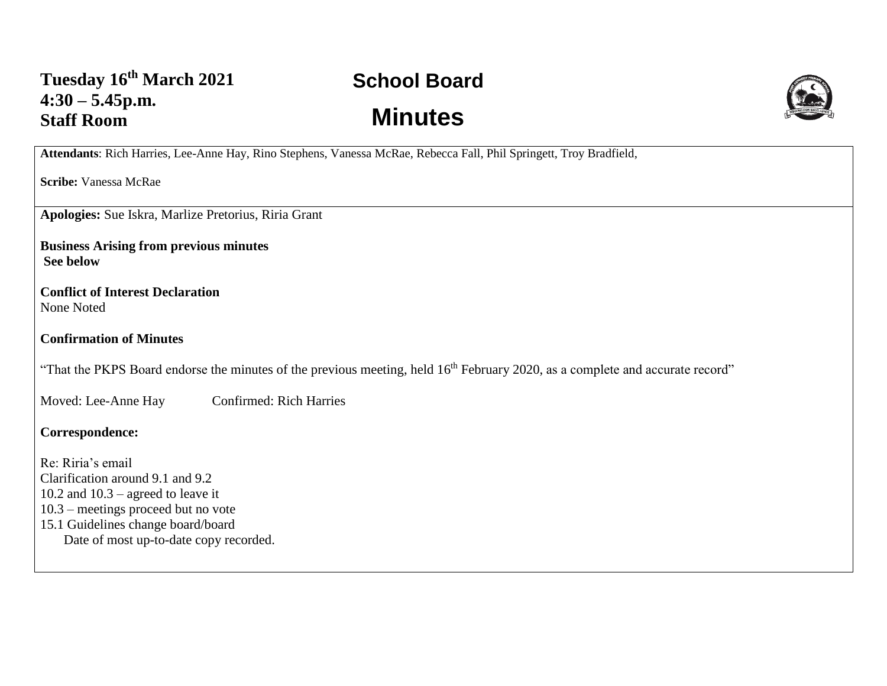**Tuesday 16th March 2021**
**4:30 – 5.45p.m.**
**Staff Room**

# School Board

# Minutes

**Attendants**: Rich Harries, Lee-Anne Hay, Rino Stephens, Vanessa McRae, Rebecca Fall, Phil Springett, Troy Bradfield,

**Scribe:** Vanessa McRae

**Apologies:** Sue Iskra, Marlize Pretorius, Riria Grant

**Business Arising from previous minutes**
**See below**

**Conflict of Interest Declaration**
None Noted

**Confirmation of Minutes**

"That the PKPS Board endorse the minutes of the previous meeting, held 16th February 2020, as a complete and accurate record"

Moved: Lee-Anne Hay Confirmed: Rich Harries

**Correspondence:**

Re: Riria's email
Clarification around 9.1 and 9.2
10.2 and 10.3 – agreed to leave it
10.3 – meetings proceed but no vote
15.1 Guidelines change board/board
Date of most up-to-date copy recorded.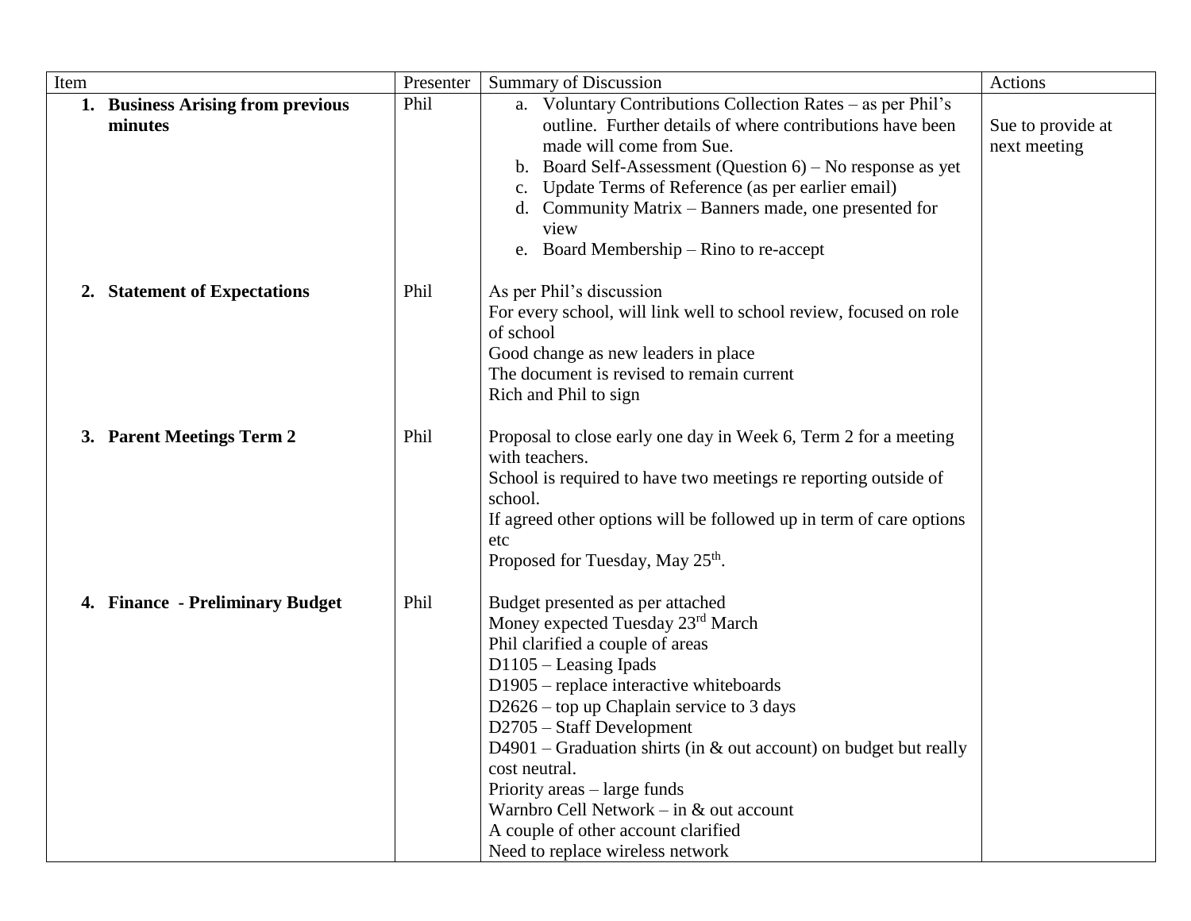| Item | Presenter | Summary of Discussion | Actions |
|---|---|---|---|
| **1. Business Arising from previous minutes** | Phil | a. Voluntary Contributions Collection Rates – as per Phil's outline. Further details of where contributions have been made will come from Sue.<br>b. Board Self-Assessment (Question 6) – No response as yet<br>c. Update Terms of Reference (as per earlier email)<br>d. Community Matrix – Banners made, one presented for view<br>e. Board Membership – Rino to re-accept | Sue to provide at next meeting |
| **2. Statement of Expectations** | Phil | As per Phil's discussion<br>For every school, will link well to school review, focused on role of school<br>Good change as new leaders in place<br>The document is revised to remain current<br>Rich and Phil to sign | |
| **3. Parent Meetings Term 2** | Phil | Proposal to close early one day in Week 6, Term 2 for a meeting with teachers.<br>School is required to have two meetings re reporting outside of school.<br>If agreed other options will be followed up in term of care options etc<br>Proposed for Tuesday, May 25th. | |
| **4. Finance - Preliminary Budget** | Phil | Budget presented as per attached<br>Money expected Tuesday 23rd March<br>Phil clarified a couple of areas<br>D1105 – Leasing Ipads<br>D1905 – replace interactive whiteboards<br>D2626 – top up Chaplain service to 3 days<br>D2705 – Staff Development<br>D4901 – Graduation shirts (in & out account) on budget but really cost neutral.<br>Priority areas – large funds<br>Warnbro Cell Network – in & out account<br>A couple of other account clarified<br>Need to replace wireless network | |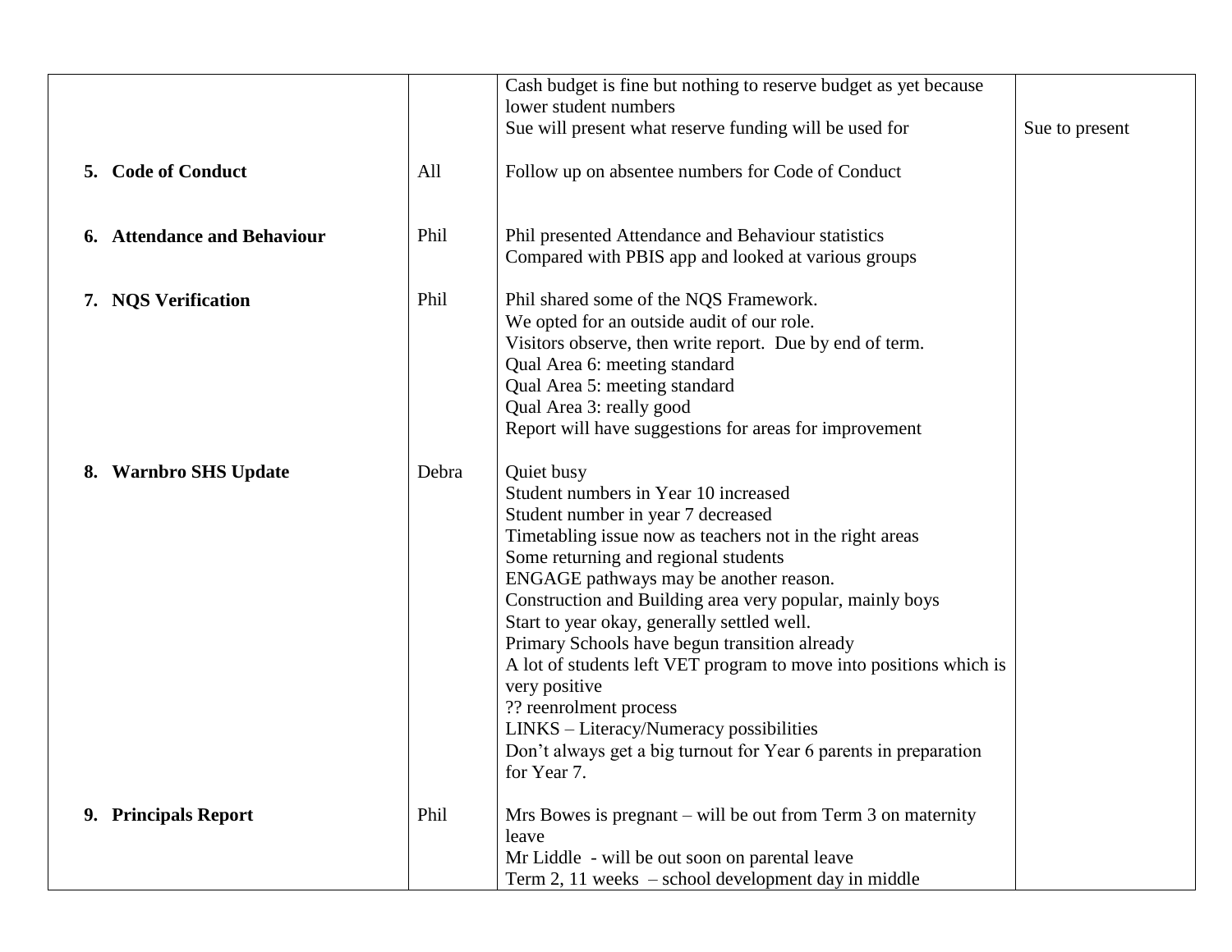|  |  |  |  |
|---|---|---|---|
|  |  | Cash budget is fine but nothing to reserve budget as yet because lower student numbers<br>Sue will present what reserve funding will be used for | Sue to present |
| **5. Code of Conduct** | All | Follow up on absentee numbers for Code of Conduct |  |
| **6. Attendance and Behaviour** | Phil | Phil presented Attendance and Behaviour statistics<br>Compared with PBIS app and looked at various groups |  |
| **7. NQS Verification** | Phil | Phil shared some of the NQS Framework.<br>We opted for an outside audit of our role.<br>Visitors observe, then write report. Due by end of term.<br>Qual Area 6: meeting standard<br>Qual Area 5: meeting standard<br>Qual Area 3: really good<br>Report will have suggestions for areas for improvement |  |
| **8. Warnbro SHS Update** | Debra | Quiet busy<br>Student numbers in Year 10 increased<br>Student number in year 7 decreased<br>Timetabling issue now as teachers not in the right areas<br>Some returning and regional students<br>ENGAGE pathways may be another reason.<br>Construction and Building area very popular, mainly boys<br>Start to year okay, generally settled well.<br>Primary Schools have begun transition already<br>A lot of students left VET program to move into positions which is very positive<br>?? reenrolment process<br>LINKS – Literacy/Numeracy possibilities<br>Don't always get a big turnout for Year 6 parents in preparation for Year 7. |  |
| **9. Principals Report** | Phil | Mrs Bowes is pregnant – will be out from Term 3 on maternity leave<br>Mr Liddle - will be out soon on parental leave<br>Term 2, 11 weeks – school development day in middle |  |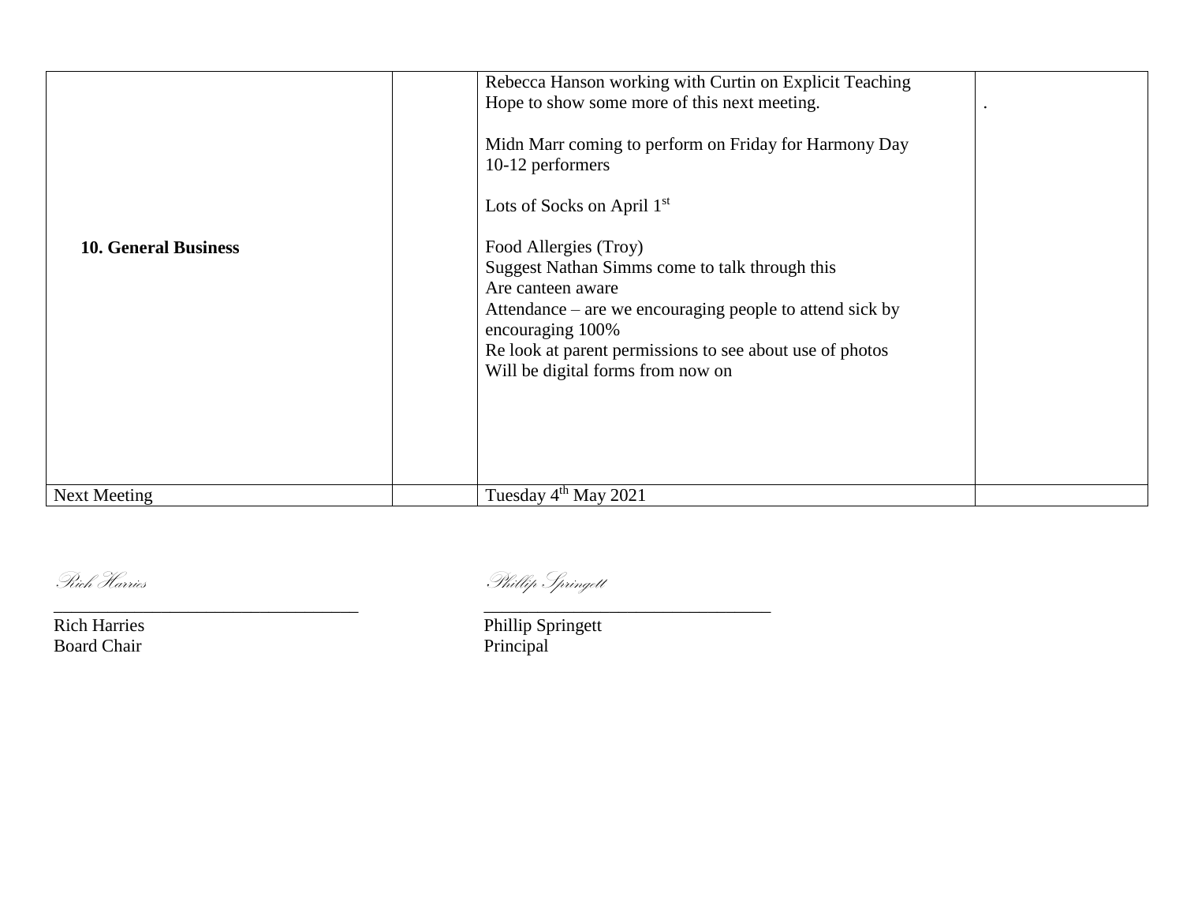| | | | |
|---|---|---|---|
| **10. General Business** | | Rebecca Hanson working with Curtin on Explicit Teaching<br>Hope to show some more of this next meeting.<br><br>Midn Marr coming to perform on Friday for Harmony Day<br>10-12 performers<br><br>Lots of Socks on April 1st<br><br>Food Allergies (Troy)<br>Suggest Nathan Simms come to talk through this<br>Are canteen aware<br>Attendance – are we encouraging people to attend sick by encouraging 100%<br>Re look at parent permissions to see about use of photos<br>Will be digital forms from now on | . |
| Next Meeting | | Tuesday 4th May 2021 | |

*Rich Harries*
\_\_\_\_\_\_\_\_\_\_\_\_\_\_\_\_\_\_\_\_\_\_\_\_\_\_\_\_\_\_\_\_
Rich Harries
Board Chair

*Phillip Springett*
\_\_\_\_\_\_\_\_\_\_\_\_\_\_\_\_\_\_\_\_\_\_\_\_\_\_\_\_\_\_\_\_
Phillip Springett
Principal